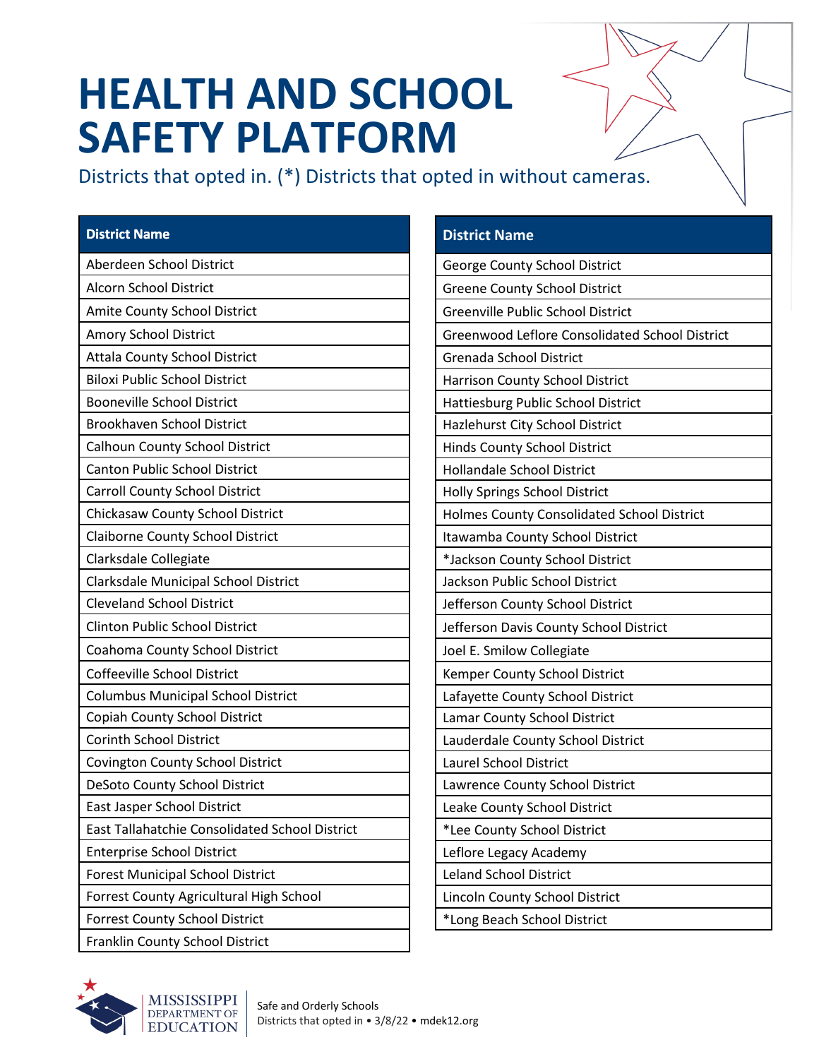# HEALTH AND SCHOOL SAFETY PLATFORM

Districts that opted in. (*) Districts that opted in without cameras.

| District Name |
|---|
| Aberdeen School District |
| Alcorn School District |
| Amite County School District |
| Amory School District |
| Attala County School District |
| Biloxi Public School District |
| Booneville School District |
| Brookhaven School District |
| Calhoun County School District |
| Canton Public School District |
| Carroll County School District |
| Chickasaw County School District |
| Claiborne County School District |
| Clarksdale Collegiate |
| Clarksdale Municipal School District |
| Cleveland School District |
| Clinton Public School District |
| Coahoma County School District |
| Coffeeville School District |
| Columbus Municipal School District |
| Copiah County School District |
| Corinth School District |
| Covington County School District |
| DeSoto County School District |
| East Jasper School District |
| East Tallahatchie Consolidated School District |
| Enterprise School District |
| Forest Municipal School District |
| Forrest County Agricultural High School |
| Forrest County School District |
| Franklin County School District |

| District Name |
|---|
| George County School District |
| Greene County School District |
| Greenville Public School District |
| Greenwood Leflore Consolidated School District |
| Grenada School District |
| Harrison County School District |
| Hattiesburg Public School District |
| Hazlehurst City School District |
| Hinds County School District |
| Hollandale School District |
| Holly Springs School District |
| Holmes County Consolidated School District |
| Itawamba County School District |
| *Jackson County School District |
| Jackson Public School District |
| Jefferson County School District |
| Jefferson Davis County School District |
| Joel E. Smilow Collegiate |
| Kemper County School District |
| Lafayette County School District |
| Lamar County School District |
| Lauderdale County School District |
| Laurel School District |
| Lawrence County School District |
| Leake County School District |
| *Lee County School District |
| Leflore Legacy Academy |
| Leland School District |
| Lincoln County School District |
| *Long Beach School District |

MISSISSIPPI DEPARTMENT OF EDUCATION

Safe and Orderly Schools
Districts that opted in • 3/8/22 • mdek12.org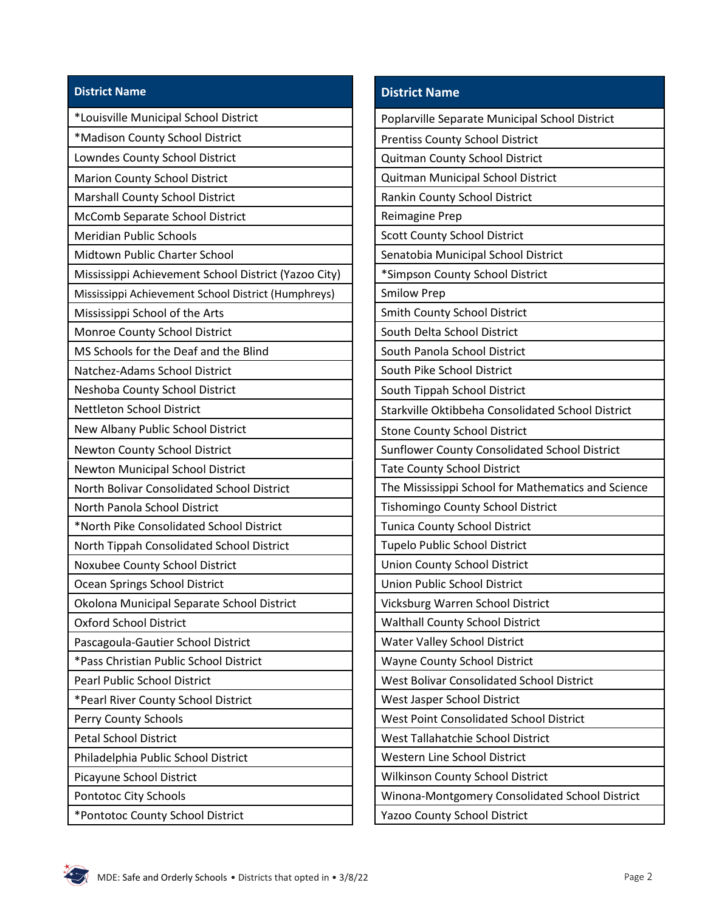| District Name |
|---|
| *Louisville Municipal School District |
| *Madison County School District |
| Lowndes County School District |
| Marion County School District |
| Marshall County School District |
| McComb Separate School District |
| Meridian Public Schools |
| Midtown Public Charter School |
| Mississippi Achievement School District (Yazoo City) |
| Mississippi Achievement School District (Humphreys) |
| Mississippi School of the Arts |
| Monroe County School District |
| MS Schools for the Deaf and the Blind |
| Natchez-Adams School District |
| Neshoba County School District |
| Nettleton School District |
| New Albany Public School District |
| Newton County School District |
| Newton Municipal School District |
| North Bolivar Consolidated School District |
| North Panola School District |
| *North Pike Consolidated School District |
| North Tippah Consolidated School District |
| Noxubee County School District |
| Ocean Springs School District |
| Okolona Municipal Separate School District |
| Oxford School District |
| Pascagoula-Gautier School District |
| *Pass Christian Public School District |
| Pearl Public School District |
| *Pearl River County School District |
| Perry County Schools |
| Petal School District |
| Philadelphia Public School District |
| Picayune School District |
| Pontotoc City Schools |
| *Pontotoc County School District |

| District Name |
|---|
| Poplarville Separate Municipal School District |
| Prentiss County School District |
| Quitman County School District |
| Quitman Municipal School District |
| Rankin County School District |
| Reimagine Prep |
| Scott County School District |
| Senatobia Municipal School District |
| *Simpson County School District |
| Smilow Prep |
| Smith County School District |
| South Delta School District |
| South Panola School District |
| South Pike School District |
| South Tippah School District |
| Starkville Oktibbeha Consolidated School District |
| Stone County School District |
| Sunflower County Consolidated School District |
| Tate County School District |
| The Mississippi School for Mathematics and Science |
| Tishomingo County School District |
| Tunica County School District |
| Tupelo Public School District |
| Union County School District |
| Union Public School District |
| Vicksburg Warren School District |
| Walthall County School District |
| Water Valley School District |
| Wayne County School District |
| West Bolivar Consolidated School District |
| West Jasper School District |
| West Point Consolidated School District |
| West Tallahatchie School District |
| Western Line School District |
| Wilkinson County School District |
| Winona-Montgomery Consolidated School District |
| Yazoo County School District |